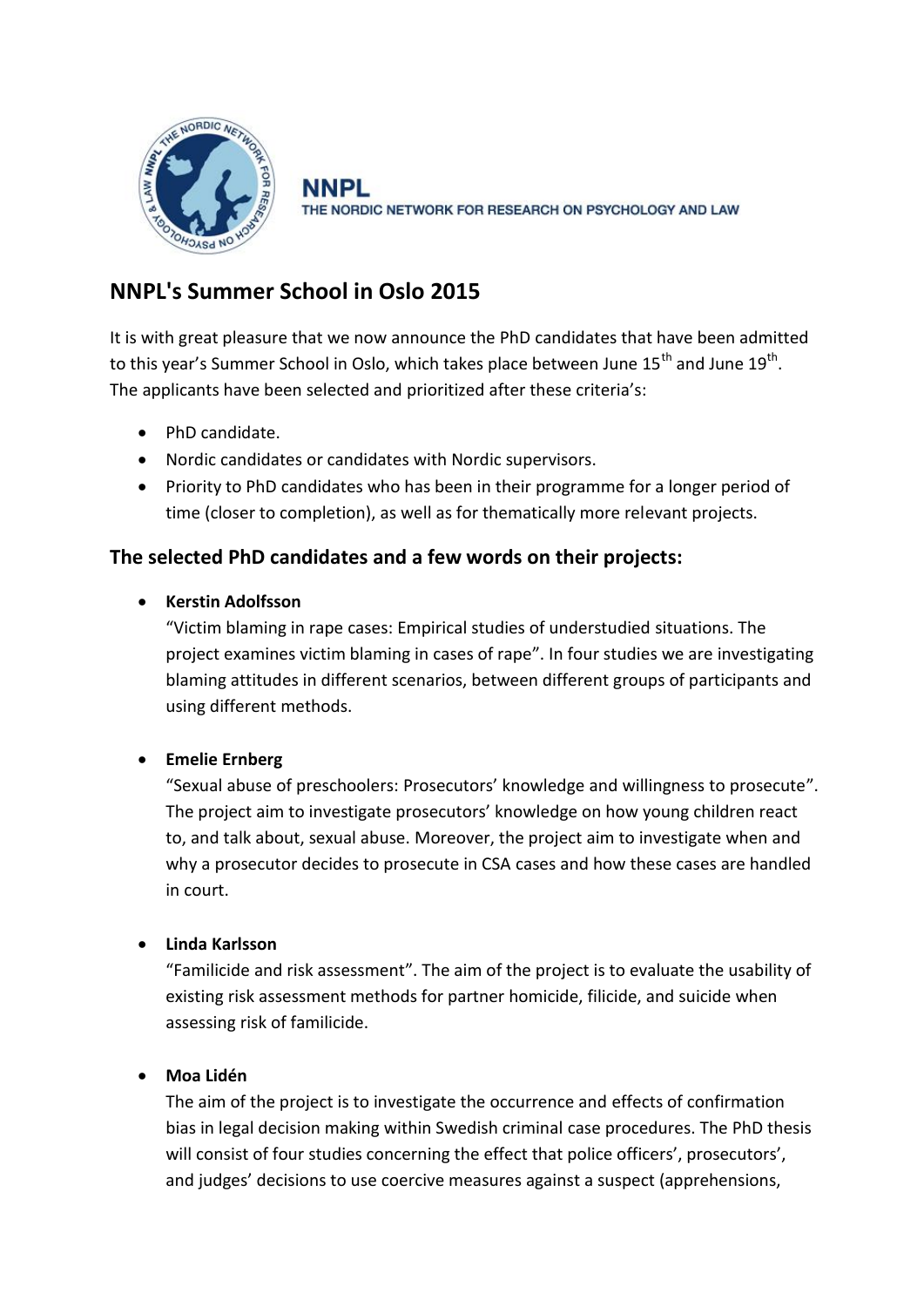**NNPL**
THE NORDIC NETWORK FOR RESEARCH ON PSYCHOLOGY AND LAW

# NNPL's Summer School in Oslo 2015

It is with great pleasure that we now announce the PhD candidates that have been admitted to this year's Summer School in Oslo, which takes place between June 15th and June 19th. The applicants have been selected and prioritized after these criteria's:

- PhD candidate.
- Nordic candidates or candidates with Nordic supervisors.
- Priority to PhD candidates who has been in their programme for a longer period of time (closer to completion), as well as for thematically more relevant projects.

## The selected PhD candidates and a few words on their projects:

- **Kerstin Adolfsson**
  "Victim blaming in rape cases: Empirical studies of understudied situations. The project examines victim blaming in cases of rape". In four studies we are investigating blaming attitudes in different scenarios, between different groups of participants and using different methods.

- **Emelie Ernberg**
  "Sexual abuse of preschoolers: Prosecutors' knowledge and willingness to prosecute". The project aim to investigate prosecutors' knowledge on how young children react to, and talk about, sexual abuse. Moreover, the project aim to investigate when and why a prosecutor decides to prosecute in CSA cases and how these cases are handled in court.

- **Linda Karlsson**
  "Familicide and risk assessment". The aim of the project is to evaluate the usability of existing risk assessment methods for partner homicide, filicide, and suicide when assessing risk of familicide.

- **Moa Lidén**
  The aim of the project is to investigate the occurrence and effects of confirmation bias in legal decision making within Swedish criminal case procedures. The PhD thesis will consist of four studies concerning the effect that police officers', prosecutors', and judges' decisions to use coercive measures against a suspect (apprehensions,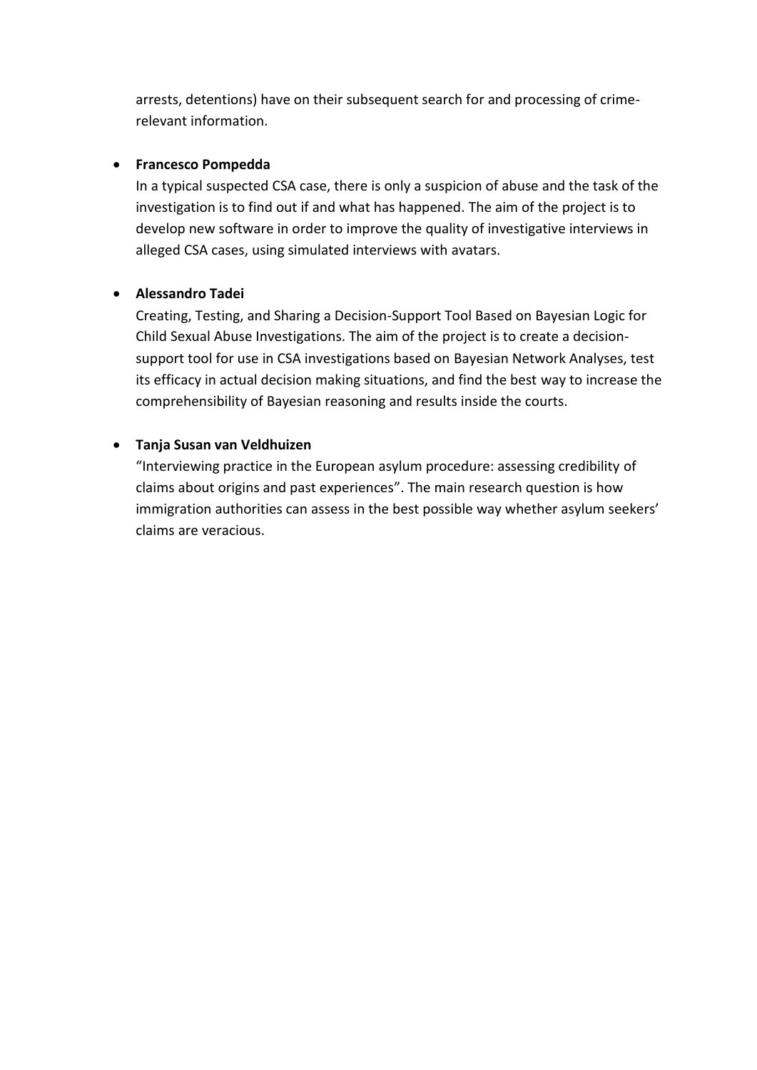arrests, detentions) have on their subsequent search for and processing of crime-relevant information.

- **Francesco Pompedda**
  In a typical suspected CSA case, there is only a suspicion of abuse and the task of the investigation is to find out if and what has happened. The aim of the project is to develop new software in order to improve the quality of investigative interviews in alleged CSA cases, using simulated interviews with avatars.

- **Alessandro Tadei**
  Creating, Testing, and Sharing a Decision-Support Tool Based on Bayesian Logic for Child Sexual Abuse Investigations. The aim of the project is to create a decision-support tool for use in CSA investigations based on Bayesian Network Analyses, test its efficacy in actual decision making situations, and find the best way to increase the comprehensibility of Bayesian reasoning and results inside the courts.

- **Tanja Susan van Veldhuizen**
  "Interviewing practice in the European asylum procedure: assessing credibility of claims about origins and past experiences". The main research question is how immigration authorities can assess in the best possible way whether asylum seekers' claims are veracious.